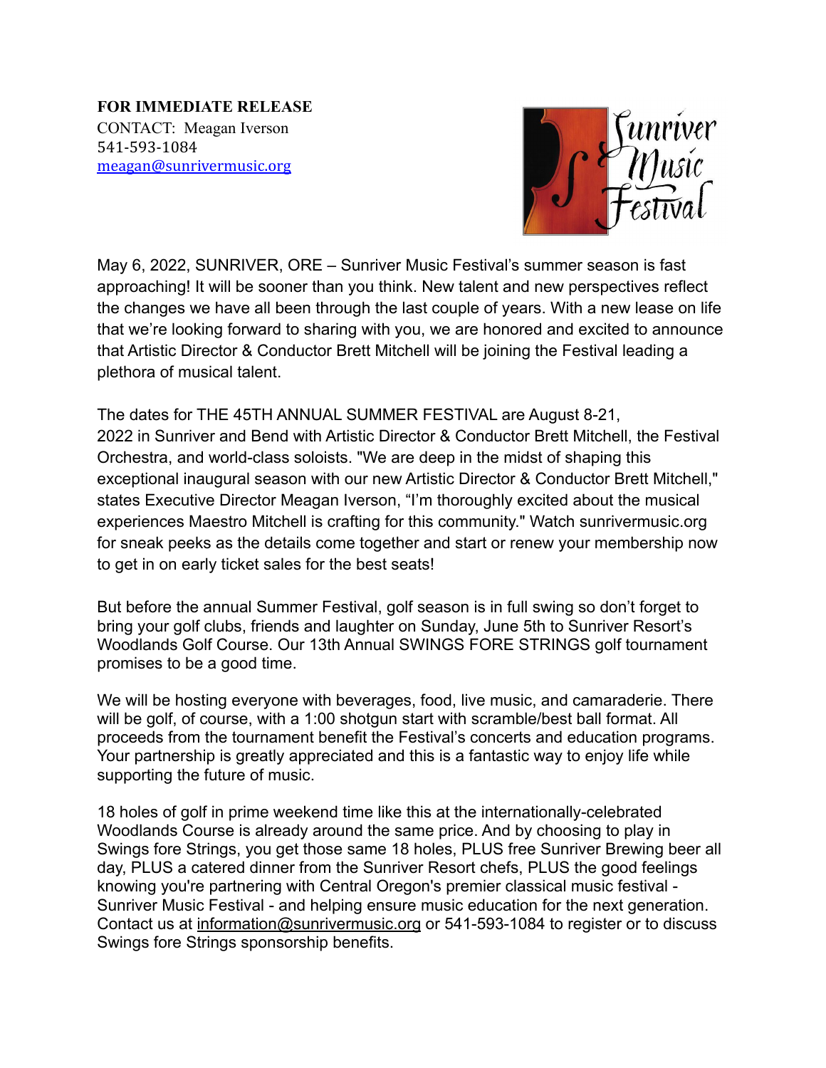**FOR IMMEDIATE RELEASE**
CONTACT: Meagan Iverson
541-593-1084
meagan@sunrivermusic.org

May 6, 2022, SUNRIVER, ORE – Sunriver Music Festival's summer season is fast approaching! It will be sooner than you think. New talent and new perspectives reflect the changes we have all been through the last couple of years. With a new lease on life that we're looking forward to sharing with you, we are honored and excited to announce that Artistic Director & Conductor Brett Mitchell will be joining the Festival leading a plethora of musical talent.

The dates for THE 45TH ANNUAL SUMMER FESTIVAL are August 8-21, 2022 in Sunriver and Bend with Artistic Director & Conductor Brett Mitchell, the Festival Orchestra, and world-class soloists. "We are deep in the midst of shaping this exceptional inaugural season with our new Artistic Director & Conductor Brett Mitchell," states Executive Director Meagan Iverson, "I'm thoroughly excited about the musical experiences Maestro Mitchell is crafting for this community." Watch sunrivermusic.org for sneak peeks as the details come together and start or renew your membership now to get in on early ticket sales for the best seats!

But before the annual Summer Festival, golf season is in full swing so don't forget to bring your golf clubs, friends and laughter on Sunday, June 5th to Sunriver Resort's Woodlands Golf Course. Our 13th Annual SWINGS FORE STRINGS golf tournament promises to be a good time.

We will be hosting everyone with beverages, food, live music, and camaraderie. There will be golf, of course, with a 1:00 shotgun start with scramble/best ball format. All proceeds from the tournament benefit the Festival's concerts and education programs. Your partnership is greatly appreciated and this is a fantastic way to enjoy life while supporting the future of music.

18 holes of golf in prime weekend time like this at the internationally-celebrated Woodlands Course is already around the same price. And by choosing to play in Swings fore Strings, you get those same 18 holes, PLUS free Sunriver Brewing beer all day, PLUS a catered dinner from the Sunriver Resort chefs, PLUS the good feelings knowing you're partnering with Central Oregon's premier classical music festival - Sunriver Music Festival - and helping ensure music education for the next generation. Contact us at information@sunrivermusic.org or 541-593-1084 to register or to discuss Swings fore Strings sponsorship benefits.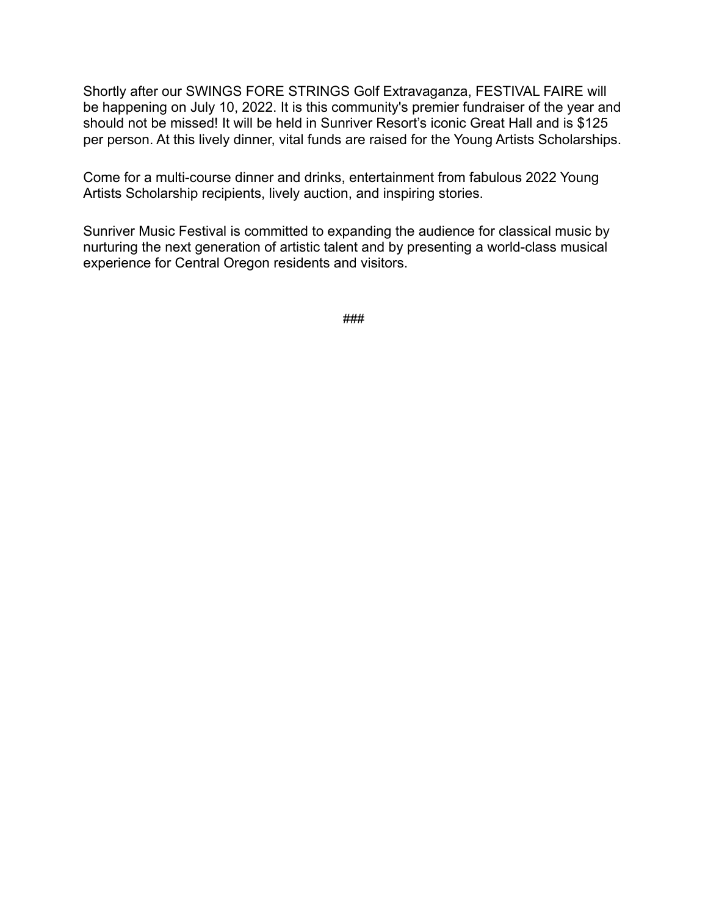Shortly after our SWINGS FORE STRINGS Golf Extravaganza, FESTIVAL FAIRE will be happening on July 10, 2022. It is this community's premier fundraiser of the year and should not be missed! It will be held in Sunriver Resort's iconic Great Hall and is $125 per person. At this lively dinner, vital funds are raised for the Young Artists Scholarships.

Come for a multi-course dinner and drinks, entertainment from fabulous 2022 Young Artists Scholarship recipients, lively auction, and inspiring stories.

Sunriver Music Festival is committed to expanding the audience for classical music by nurturing the next generation of artistic talent and by presenting a world-class musical experience for Central Oregon residents and visitors.

###